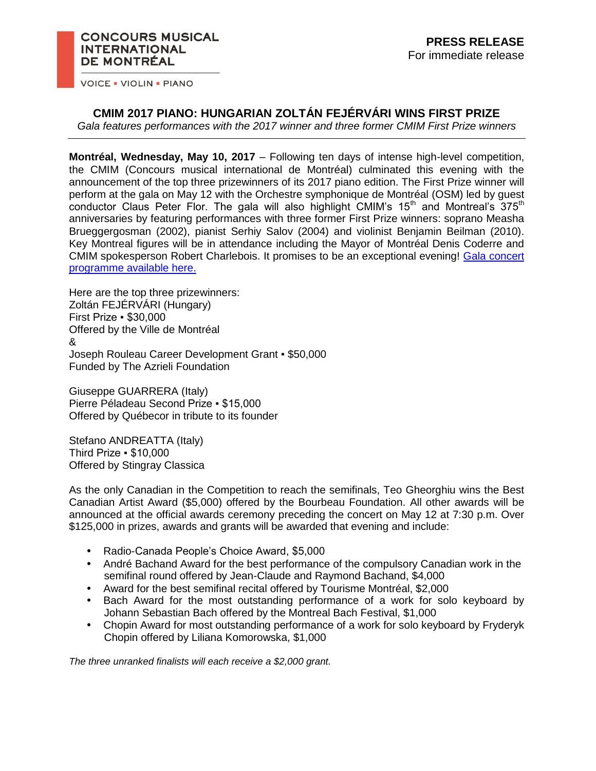**CONCOURS MUSICAL INTERNATIONAL DE MONTRÉAL**

VOICE ▪ VIOLIN ▪ PIANO

**PRESS RELEASE**
For immediate release

## CMIM 2017 PIANO: HUNGARIAN ZOLTÁN FEJÉRVÁRI WINS FIRST PRIZE

*Gala features performances with the 2017 winner and three former CMIM First Prize winners*

---

**Montréal, Wednesday, May 10, 2017** – Following ten days of intense high-level competition, the CMIM (Concours musical international de Montréal) culminated this evening with the announcement of the top three prizewinners of its 2017 piano edition. The First Prize winner will perform at the gala on May 12 with the Orchestre symphonique de Montréal (OSM) led by guest conductor Claus Peter Flor. The gala will also highlight CMIM's 15th and Montreal's 375th anniversaries by featuring performances with three former First Prize winners: soprano Measha Brueggergosman (2002), pianist Serhiy Salov (2004) and violinist Benjamin Beilman (2010). Key Montreal figures will be in attendance including the Mayor of Montréal Denis Coderre and CMIM spokesperson Robert Charlebois. It promises to be an exceptional evening! Gala concert programme available here.

Here are the top three prizewinners:
Zoltán FEJÉRVÁRI (Hungary)
First Prize ▪ $30,000
Offered by the Ville de Montréal
&
Joseph Rouleau Career Development Grant ▪ $50,000
Funded by The Azrieli Foundation

Giuseppe GUARRERA (Italy)
Pierre Péladeau Second Prize ▪ $15,000
Offered by Québecor in tribute to its founder

Stefano ANDREATTA (Italy)
Third Prize ▪ $10,000
Offered by Stingray Classica

As the only Canadian in the Competition to reach the semifinals, Teo Gheorghiu wins the Best Canadian Artist Award ($5,000) offered by the Bourbeau Foundation. All other awards will be announced at the official awards ceremony preceding the concert on May 12 at 7:30 p.m. Over $125,000 in prizes, awards and grants will be awarded that evening and include:

- Radio-Canada People's Choice Award, $5,000
- André Bachand Award for the best performance of the compulsory Canadian work in the semifinal round offered by Jean-Claude and Raymond Bachand, $4,000
- Award for the best semifinal recital offered by Tourisme Montréal, $2,000
- Bach Award for the most outstanding performance of a work for solo keyboard by Johann Sebastian Bach offered by the Montreal Bach Festival, $1,000
- Chopin Award for most outstanding performance of a work for solo keyboard by Fryderyk Chopin offered by Liliana Komorowska, $1,000

*The three unranked finalists will each receive a $2,000 grant.*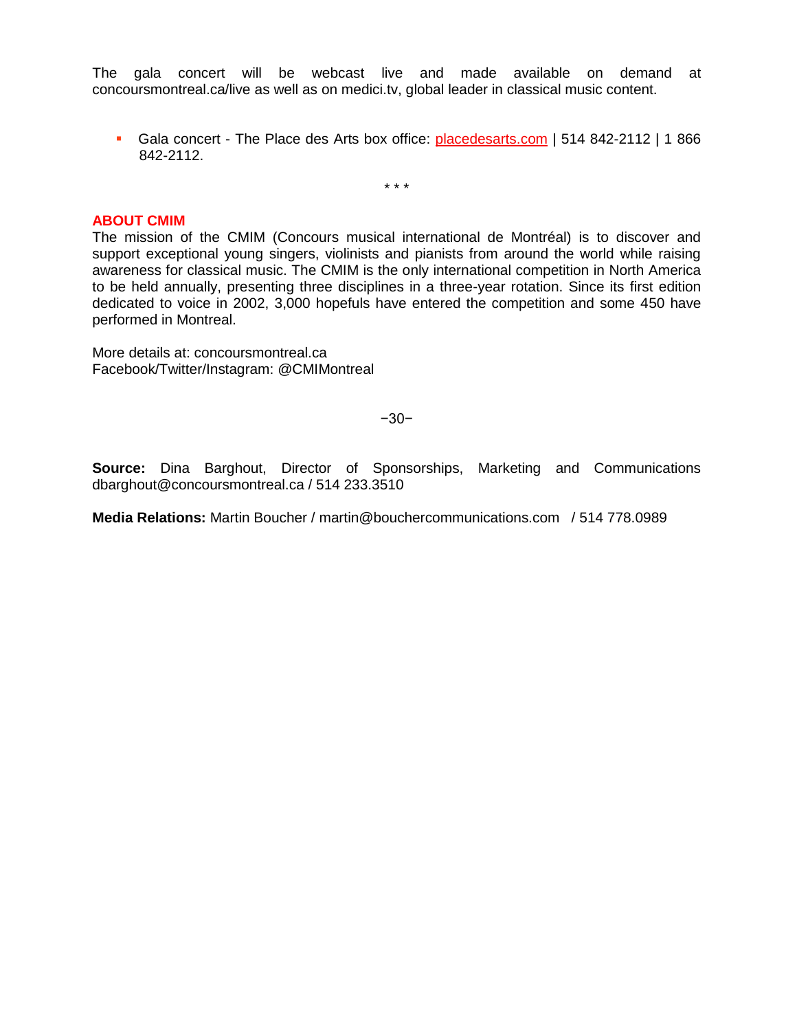The gala concert will be webcast live and made available on demand at concoursmontreal.ca/live as well as on medici.tv, global leader in classical music content.

- Gala concert - The Place des Arts box office: placedesarts.com | 514 842-2112 | 1 866 842-2112.

* * *

## ABOUT CMIM

The mission of the CMIM (Concours musical international de Montréal) is to discover and support exceptional young singers, violinists and pianists from around the world while raising awareness for classical music. The CMIM is the only international competition in North America to be held annually, presenting three disciplines in a three-year rotation. Since its first edition dedicated to voice in 2002, 3,000 hopefuls have entered the competition and some 450 have performed in Montreal.

More details at: concoursmontreal.ca
Facebook/Twitter/Instagram: @CMIMontreal

−30−

**Source:** Dina Barghout, Director of Sponsorships, Marketing and Communications dbarghout@concoursmontreal.ca / 514 233.3510

**Media Relations:** Martin Boucher / martin@bouchercommunications.com / 514 778.0989